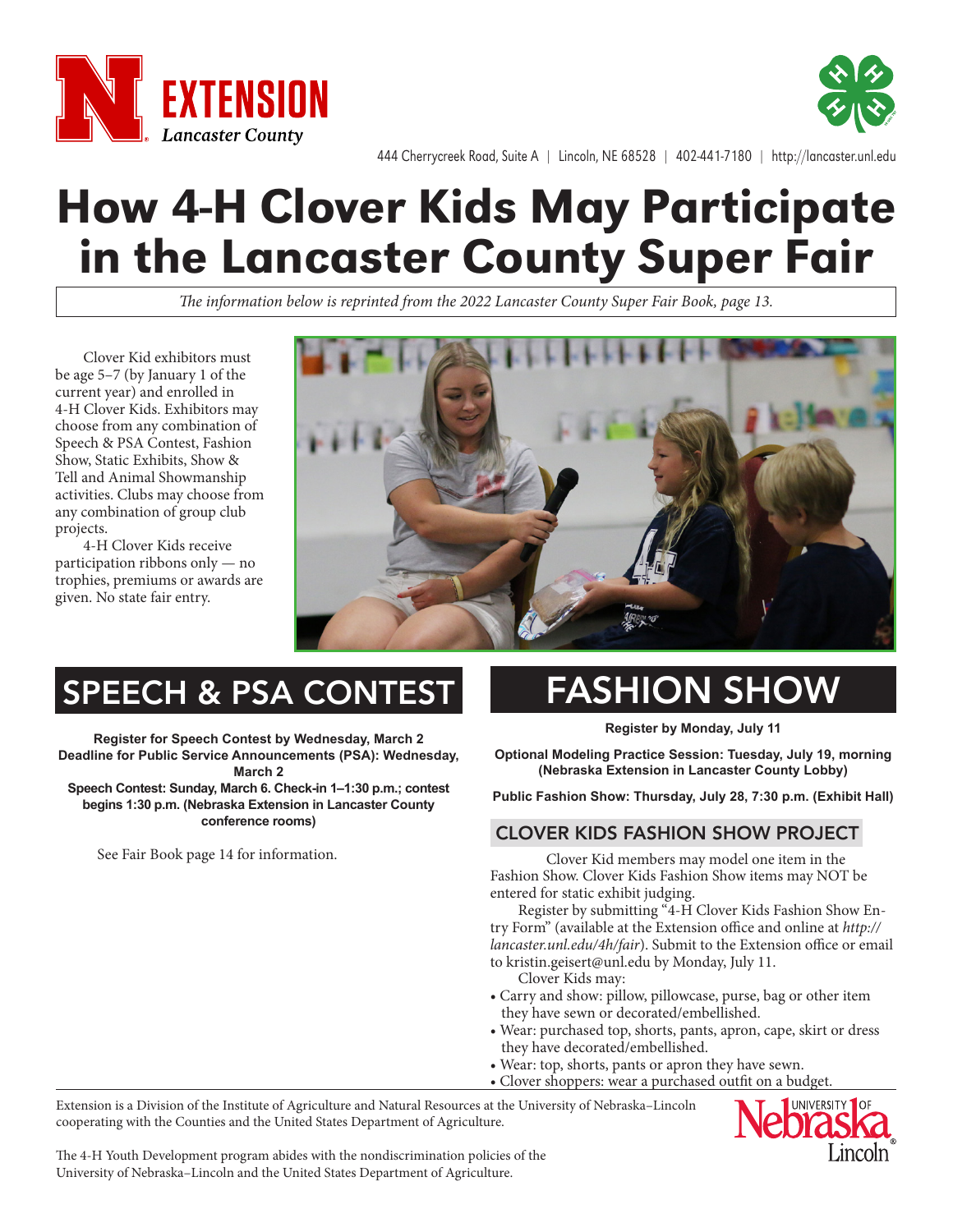EXTENSION
Lancaster County

444 Cherrycreek Road, Suite A | Lincoln, NE 68528 | 402-441-7180 | http://lancaster.unl.edu

# How 4-H Clover Kids May Participate in the Lancaster County Super Fair

*The information below is reprinted from the 2022 Lancaster County Super Fair Book, page 13.*

Clover Kid exhibitors must be age 5–7 (by January 1 of the current year) and enrolled in 4-H Clover Kids. Exhibitors may choose from any combination of Speech & PSA Contest, Fashion Show, Static Exhibits, Show & Tell and Animal Showmanship activities. Clubs may choose from any combination of group club projects.

4-H Clover Kids receive participation ribbons only — no trophies, premiums or awards are given. No state fair entry.

## SPEECH & PSA CONTEST

**Register for Speech Contest by Wednesday, March 2**
**Deadline for Public Service Announcements (PSA): Wednesday, March 2**
**Speech Contest: Sunday, March 6. Check-in 1–1:30 p.m.; contest begins 1:30 p.m. (Nebraska Extension in Lancaster County conference rooms)**

See Fair Book page 14 for information.

## FASHION SHOW

**Register by Monday, July 11**

**Optional Modeling Practice Session: Tuesday, July 19, morning (Nebraska Extension in Lancaster County Lobby)**

**Public Fashion Show: Thursday, July 28, 7:30 p.m. (Exhibit Hall)**

### CLOVER KIDS FASHION SHOW PROJECT

Clover Kid members may model one item in the Fashion Show. Clover Kids Fashion Show items may NOT be entered for static exhibit judging.

Register by submitting "4-H Clover Kids Fashion Show Entry Form" (available at the Extension office and online at *http://lancaster.unl.edu/4h/fair*). Submit to the Extension office or email to kristin.geisert@unl.edu by Monday, July 11.

Clover Kids may:

- Carry and show: pillow, pillowcase, purse, bag or other item they have sewn or decorated/embellished.
- Wear: purchased top, shorts, pants, apron, cape, skirt or dress they have decorated/embellished.
- Wear: top, shorts, pants or apron they have sewn.
- Clover shoppers: wear a purchased outfit on a budget.

Extension is a Division of the Institute of Agriculture and Natural Resources at the University of Nebraska–Lincoln cooperating with the Counties and the United States Department of Agriculture.

The 4-H Youth Development program abides with the nondiscrimination policies of the University of Nebraska–Lincoln and the United States Department of Agriculture.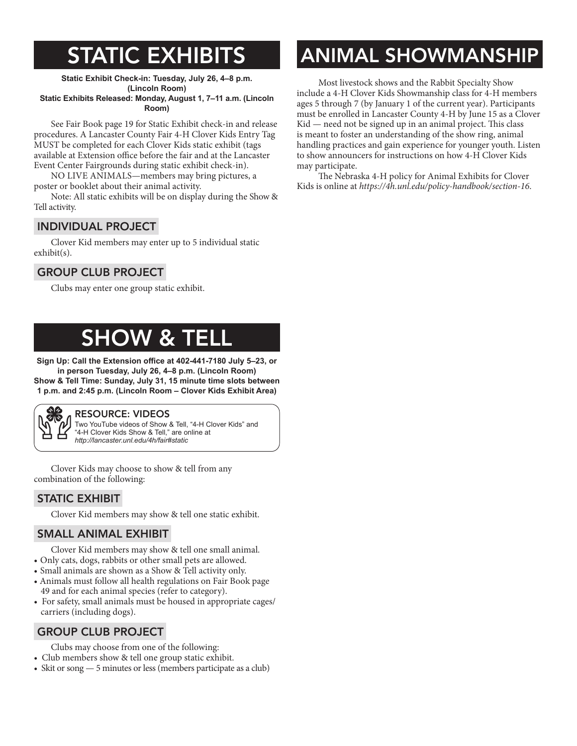# STATIC EXHIBITS

**Static Exhibit Check-in: Tuesday, July 26, 4–8 p.m. (Lincoln Room)**
**Static Exhibits Released: Monday, August 1, 7–11 a.m. (Lincoln Room)**

See Fair Book page 19 for Static Exhibit check-in and release procedures. A Lancaster County Fair 4-H Clover Kids Entry Tag MUST be completed for each Clover Kids static exhibit (tags available at Extension office before the fair and at the Lancaster Event Center Fairgrounds during static exhibit check-in).

NO LIVE ANIMALS—members may bring pictures, a poster or booklet about their animal activity.

Note: All static exhibits will be on display during the Show & Tell activity.

## INDIVIDUAL PROJECT

Clover Kid members may enter up to 5 individual static exhibit(s).

## GROUP CLUB PROJECT

Clubs may enter one group static exhibit.

# SHOW & TELL

**Sign Up: Call the Extension office at 402-441-7180 July 5–23, or in person Tuesday, July 26, 4–8 p.m. (Lincoln Room)**
**Show & Tell Time: Sunday, July 31, 15 minute time slots between 1 p.m. and 2:45 p.m. (Lincoln Room – Clover Kids Exhibit Area)**

**RESOURCE: VIDEOS**
Two YouTube videos of Show & Tell, "4-H Clover Kids" and "4-H Clover Kids Show & Tell," are online at *http://lancaster.unl.edu/4h/fair#static*

Clover Kids may choose to show & tell from any combination of the following:

## STATIC EXHIBIT

Clover Kid members may show & tell one static exhibit.

## SMALL ANIMAL EXHIBIT

Clover Kid members may show & tell one small animal.

- Only cats, dogs, rabbits or other small pets are allowed.
- Small animals are shown as a Show & Tell activity only.
- Animals must follow all health regulations on Fair Book page 49 and for each animal species (refer to category).
- For safety, small animals must be housed in appropriate cages/carriers (including dogs).

## GROUP CLUB PROJECT

Clubs may choose from one of the following:

- Club members show & tell one group static exhibit.
- Skit or song — 5 minutes or less (members participate as a club)

# ANIMAL SHOWMANSHIP

Most livestock shows and the Rabbit Specialty Show include a 4-H Clover Kids Showmanship class for 4-H members ages 5 through 7 (by January 1 of the current year). Participants must be enrolled in Lancaster County 4-H by June 15 as a Clover Kid — need not be signed up in an animal project. This class is meant to foster an understanding of the show ring, animal handling practices and gain experience for younger youth. Listen to show announcers for instructions on how 4-H Clover Kids may participate.

The Nebraska 4-H policy for Animal Exhibits for Clover Kids is online at *https://4h.unl.edu/policy-handbook/section-16*.